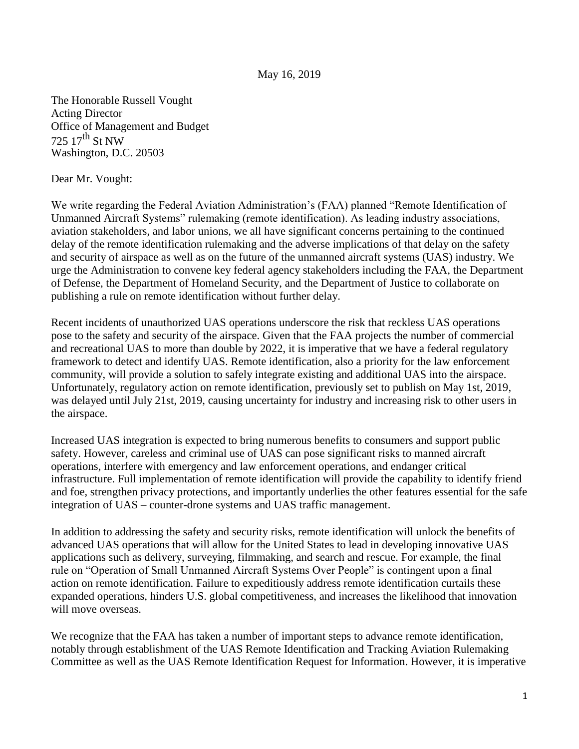May 16, 2019

The Honorable Russell Vought
Acting Director
Office of Management and Budget
725 17th St NW
Washington, D.C. 20503

Dear Mr. Vought:

We write regarding the Federal Aviation Administration's (FAA) planned "Remote Identification of Unmanned Aircraft Systems" rulemaking (remote identification). As leading industry associations, aviation stakeholders, and labor unions, we all have significant concerns pertaining to the continued delay of the remote identification rulemaking and the adverse implications of that delay on the safety and security of airspace as well as on the future of the unmanned aircraft systems (UAS) industry. We urge the Administration to convene key federal agency stakeholders including the FAA, the Department of Defense, the Department of Homeland Security, and the Department of Justice to collaborate on publishing a rule on remote identification without further delay.

Recent incidents of unauthorized UAS operations underscore the risk that reckless UAS operations pose to the safety and security of the airspace. Given that the FAA projects the number of commercial and recreational UAS to more than double by 2022, it is imperative that we have a federal regulatory framework to detect and identify UAS. Remote identification, also a priority for the law enforcement community, will provide a solution to safely integrate existing and additional UAS into the airspace. Unfortunately, regulatory action on remote identification, previously set to publish on May 1st, 2019, was delayed until July 21st, 2019, causing uncertainty for industry and increasing risk to other users in the airspace.

Increased UAS integration is expected to bring numerous benefits to consumers and support public safety. However, careless and criminal use of UAS can pose significant risks to manned aircraft operations, interfere with emergency and law enforcement operations, and endanger critical infrastructure. Full implementation of remote identification will provide the capability to identify friend and foe, strengthen privacy protections, and importantly underlies the other features essential for the safe integration of UAS – counter-drone systems and UAS traffic management.

In addition to addressing the safety and security risks, remote identification will unlock the benefits of advanced UAS operations that will allow for the United States to lead in developing innovative UAS applications such as delivery, surveying, filmmaking, and search and rescue. For example, the final rule on "Operation of Small Unmanned Aircraft Systems Over People" is contingent upon a final action on remote identification. Failure to expeditiously address remote identification curtails these expanded operations, hinders U.S. global competitiveness, and increases the likelihood that innovation will move overseas.

We recognize that the FAA has taken a number of important steps to advance remote identification, notably through establishment of the UAS Remote Identification and Tracking Aviation Rulemaking Committee as well as the UAS Remote Identification Request for Information. However, it is imperative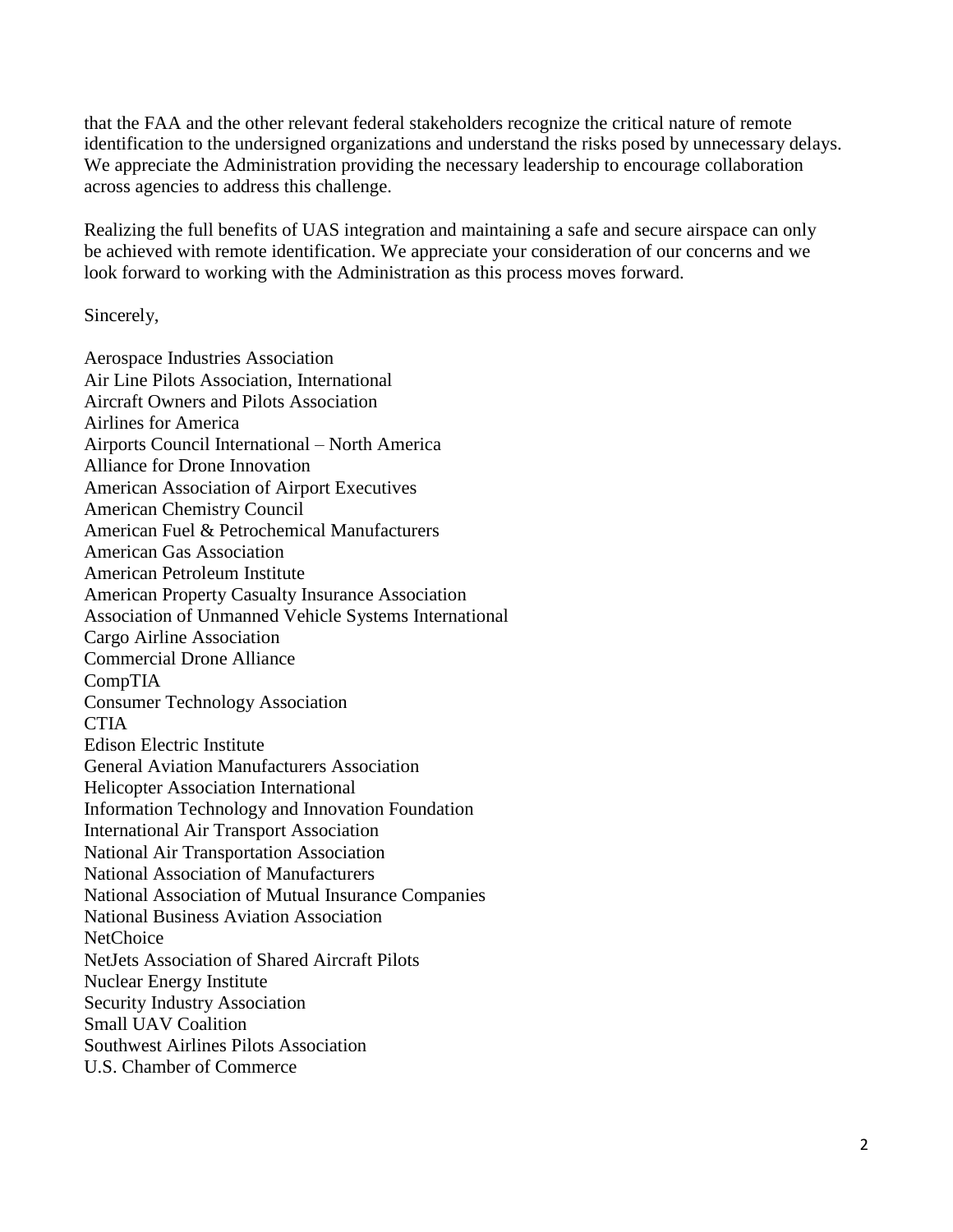that the FAA and the other relevant federal stakeholders recognize the critical nature of remote identification to the undersigned organizations and understand the risks posed by unnecessary delays. We appreciate the Administration providing the necessary leadership to encourage collaboration across agencies to address this challenge.

Realizing the full benefits of UAS integration and maintaining a safe and secure airspace can only be achieved with remote identification. We appreciate your consideration of our concerns and we look forward to working with the Administration as this process moves forward.

Sincerely,

Aerospace Industries Association  
Air Line Pilots Association, International  
Aircraft Owners and Pilots Association  
Airlines for America  
Airports Council International – North America  
Alliance for Drone Innovation  
American Association of Airport Executives  
American Chemistry Council  
American Fuel & Petrochemical Manufacturers  
American Gas Association  
American Petroleum Institute  
American Property Casualty Insurance Association  
Association of Unmanned Vehicle Systems International  
Cargo Airline Association  
Commercial Drone Alliance  
CompTIA  
Consumer Technology Association  
CTIA  
Edison Electric Institute  
General Aviation Manufacturers Association  
Helicopter Association International  
Information Technology and Innovation Foundation  
International Air Transport Association  
National Air Transportation Association  
National Association of Manufacturers  
National Association of Mutual Insurance Companies  
National Business Aviation Association  
NetChoice  
NetJets Association of Shared Aircraft Pilots  
Nuclear Energy Institute  
Security Industry Association  
Small UAV Coalition  
Southwest Airlines Pilots Association  
U.S. Chamber of Commerce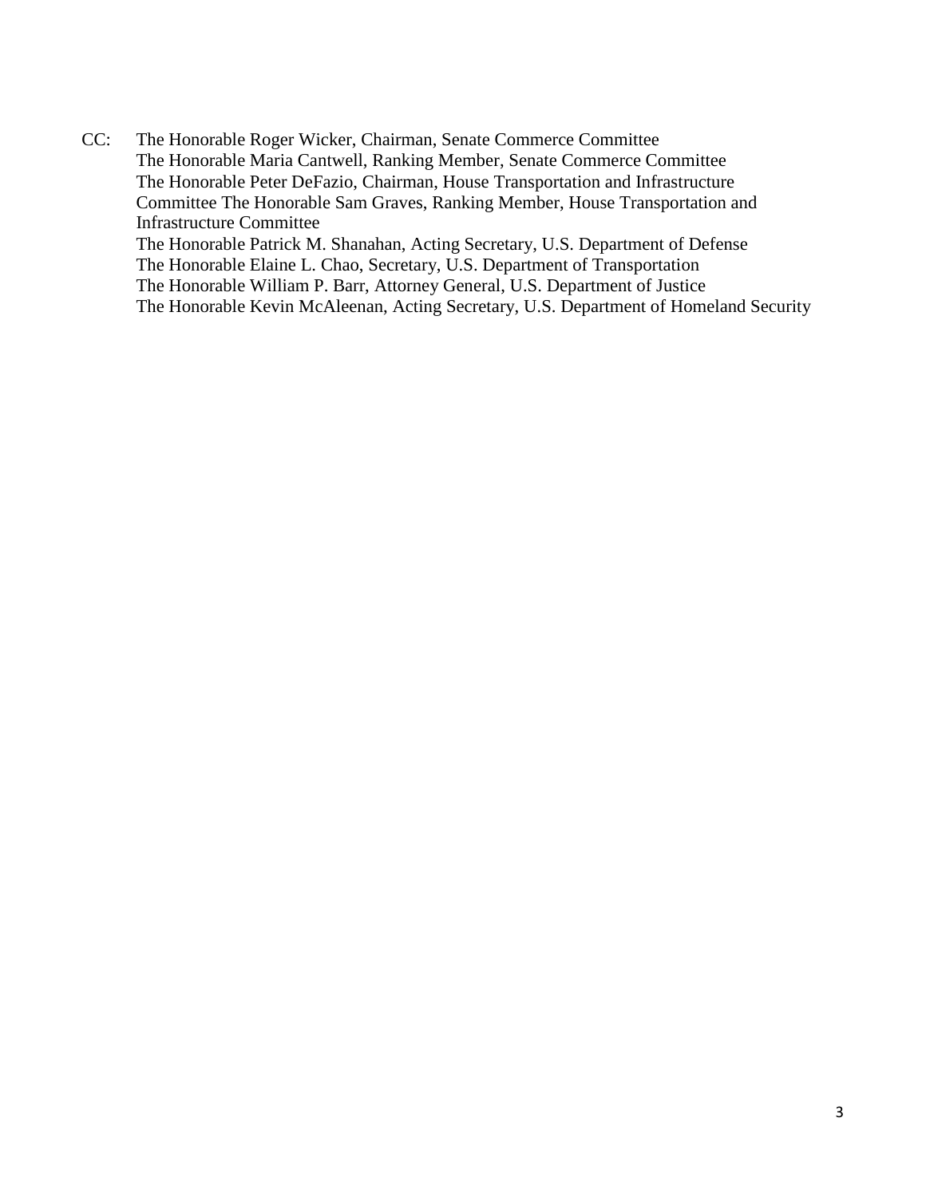CC: The Honorable Roger Wicker, Chairman, Senate Commerce Committee
The Honorable Maria Cantwell, Ranking Member, Senate Commerce Committee
The Honorable Peter DeFazio, Chairman, House Transportation and Infrastructure Committee The Honorable Sam Graves, Ranking Member, House Transportation and Infrastructure Committee
The Honorable Patrick M. Shanahan, Acting Secretary, U.S. Department of Defense
The Honorable Elaine L. Chao, Secretary, U.S. Department of Transportation
The Honorable William P. Barr, Attorney General, U.S. Department of Justice
The Honorable Kevin McAleenan, Acting Secretary, U.S. Department of Homeland Security